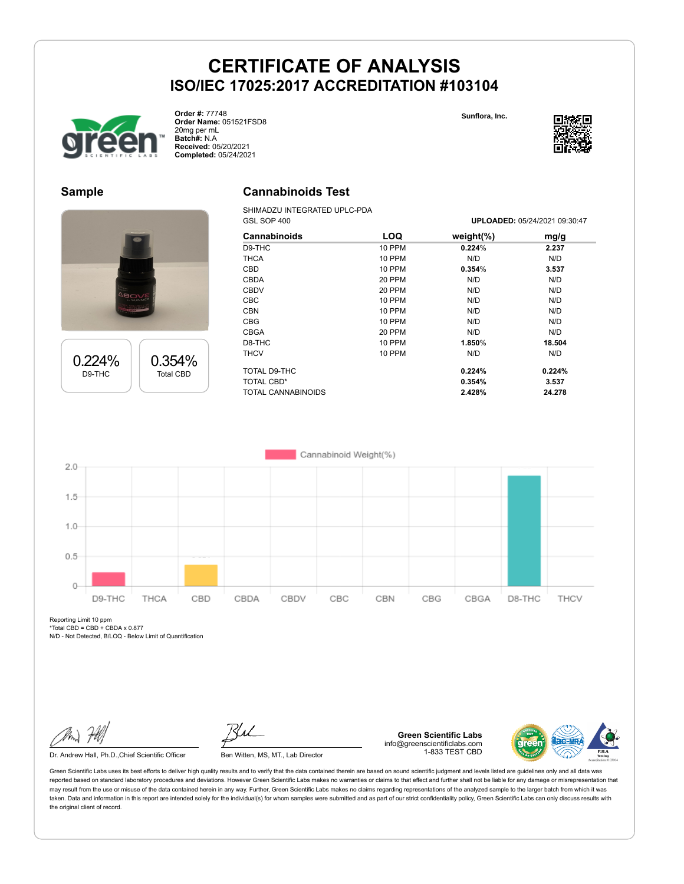# CERTIFICATE OF ANALYSIS

## ISO/IEC 17025:2017 ACCREDITATION #103104

**Order #:** 77748
**Order Name:** 051521FSD8
20mg per mL
**Batch#:** N.A
**Received:** 05/20/2021
**Completed:** 05/24/2021

**Sunflora, Inc.**

## Sample

0.224%
D9-THC

0.354%
Total CBD

## Cannabinoids Test

SHIMADZU INTEGRATED UPLC-PDA
GSL SOP 400

**UPLOADED:** 05/24/2021 09:30:47

| Cannabinoids | LOQ | weight(%) | mg/g |
|---|---|---|---|
| D9-THC | 10 PPM | **0.224**% | **2.237** |
| THCA | 10 PPM | N/D | N/D |
| CBD | 10 PPM | **0.354**% | **3.537** |
| CBDA | 20 PPM | N/D | N/D |
| CBDV | 20 PPM | N/D | N/D |
| CBC | 10 PPM | N/D | N/D |
| CBN | 10 PPM | N/D | N/D |
| CBG | 10 PPM | N/D | N/D |
| CBGA | 20 PPM | N/D | N/D |
| D8-THC | 10 PPM | **1.850**% | **18.504** |
| THCV | 10 PPM | N/D | N/D |
| TOTAL D9-THC | | **0.224%** | **0.224%** |
| TOTAL CBD* | | **0.354%** | **3.537** |
| TOTAL CANNABINOIDS | | **2.428%** | **24.278** |

Reporting Limit 10 ppm
*Total CBD = CBD + CBDA x 0.877
N/D - Not Detected, B/LOQ - Below Limit of Quantification

Dr. Andrew Hall, Ph.D.,Chief Scientific Officer

Ben Witten, MS, MT., Lab Director

**Green Scientific Labs**
info@greenscientificlabs.com
1-833 TEST CBD

Green Scientific Labs uses its best efforts to deliver high quality results and to verify that the data contained therein are based on sound scientific judgment and levels listed are guidelines only and all data was reported based on standard laboratory procedures and deviations. However Green Scientific Labs makes no warranties or claims to that effect and further shall not be liable for any damage or misrepresentation that may result from the use or misuse of the data contained herein in any way. Further, Green Scientific Labs makes no claims regarding representations of the analyzed sample to the larger batch from which it was taken. Data and information in this report are intended solely for the individual(s) for whom samples were submitted and as part of our strict confidentiality policy, Green Scientific Labs can only discuss results with the original client of record.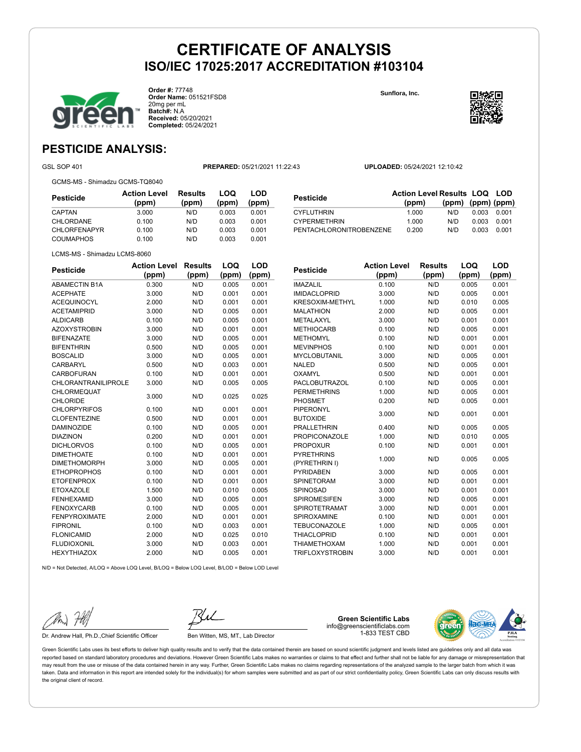# CERTIFICATE OF ANALYSIS

## ISO/IEC 17025:2017 ACCREDITATION #103104

**Order #:** 77748
**Order Name:** 051521FSD8
20mg per mL
**Batch#:** N.A
**Received:** 05/20/2021
**Completed:** 05/24/2021

**Sunflora, Inc.**

## PESTICIDE ANALYSIS:

GSL SOP 401

**PREPARED:** 05/21/2021 11:22:43

**UPLOADED:** 05/24/2021 12:10:42

GCMS-MS - Shimadzu GCMS-TQ8040

| Pesticide | Action Level (ppm) | Results (ppm) | LOQ (ppm) | LOD (ppm) |
|---|---|---|---|---|
| CAPTAN | 3.000 | N/D | 0.003 | 0.001 |
| CHLORDANE | 0.100 | N/D | 0.003 | 0.001 |
| CHLORFENAPYR | 0.100 | N/D | 0.003 | 0.001 |
| COUMAPHOS | 0.100 | N/D | 0.003 | 0.001 |
| CYFLUTHRIN | 1.000 | N/D | 0.003 | 0.001 |
| CYPERMETHRIN | 1.000 | N/D | 0.003 | 0.001 |
| PENTACHLORONITROBENZENE | 0.200 | N/D | 0.003 | 0.001 |

LCMS-MS - Shimadzu LCMS-8060

| Pesticide | Action Level (ppm) | Results (ppm) | LOQ (ppm) | LOD (ppm) |
|---|---|---|---|---|
| ABAMECTIN B1A | 0.300 | N/D | 0.005 | 0.001 |
| ACEPHATE | 3.000 | N/D | 0.001 | 0.001 |
| ACEQUINOCYL | 2.000 | N/D | 0.001 | 0.001 |
| ACETAMIPRID | 3.000 | N/D | 0.005 | 0.001 |
| ALDICARB | 0.100 | N/D | 0.005 | 0.001 |
| AZOXYSTROBIN | 3.000 | N/D | 0.001 | 0.001 |
| BIFENAZATE | 3.000 | N/D | 0.005 | 0.001 |
| BIFENTHRIN | 0.500 | N/D | 0.005 | 0.001 |
| BOSCALID | 3.000 | N/D | 0.005 | 0.001 |
| CARBARYL | 0.500 | N/D | 0.003 | 0.001 |
| CARBOFURAN | 0.100 | N/D | 0.001 | 0.001 |
| CHLORANTRANILIPROLE | 3.000 | N/D | 0.005 | 0.005 |
| CHLORMEQUAT CHLORIDE | 3.000 | N/D | 0.025 | 0.025 |
| CHLORPYRIFOS | 0.100 | N/D | 0.001 | 0.001 |
| CLOFENTEZINE | 0.500 | N/D | 0.001 | 0.001 |
| DAMINOZIDE | 0.100 | N/D | 0.005 | 0.001 |
| DIAZINON | 0.200 | N/D | 0.001 | 0.001 |
| DICHLORVOS | 0.100 | N/D | 0.005 | 0.001 |
| DIMETHOATE | 0.100 | N/D | 0.001 | 0.001 |
| DIMETHOMORPH | 3.000 | N/D | 0.005 | 0.001 |
| ETHOPROPHOS | 0.100 | N/D | 0.001 | 0.001 |
| ETOFENPROX | 0.100 | N/D | 0.001 | 0.001 |
| ETOXAZOLE | 1.500 | N/D | 0.010 | 0.005 |
| FENHEXAMID | 3.000 | N/D | 0.005 | 0.001 |
| FENOXYCARB | 0.100 | N/D | 0.005 | 0.001 |
| FENPYROXIMATE | 2.000 | N/D | 0.001 | 0.001 |
| FIPRONIL | 0.100 | N/D | 0.003 | 0.001 |
| FLONICAMID | 2.000 | N/D | 0.025 | 0.010 |
| FLUDIOXONIL | 3.000 | N/D | 0.003 | 0.001 |
| HEXYTHIAZOX | 2.000 | N/D | 0.005 | 0.001 |
| IMAZALIL | 0.100 | N/D | 0.005 | 0.001 |
| IMIDACLOPRID | 3.000 | N/D | 0.005 | 0.001 |
| KRESOXIM-METHYL | 1.000 | N/D | 0.010 | 0.005 |
| MALATHION | 2.000 | N/D | 0.005 | 0.001 |
| METALAXYL | 3.000 | N/D | 0.001 | 0.001 |
| METHIOCARB | 0.100 | N/D | 0.005 | 0.001 |
| METHOMYL | 0.100 | N/D | 0.001 | 0.001 |
| MEVINPHOS | 0.100 | N/D | 0.001 | 0.001 |
| MYCLOBUTANIL | 3.000 | N/D | 0.005 | 0.001 |
| NALED | 0.500 | N/D | 0.005 | 0.001 |
| OXAMYL | 0.500 | N/D | 0.001 | 0.001 |
| PACLOBUTRAZOL | 0.100 | N/D | 0.005 | 0.001 |
| PERMETHRINS | 1.000 | N/D | 0.005 | 0.001 |
| PHOSMET | 0.200 | N/D | 0.005 | 0.001 |
| PIPERONYL BUTOXIDE | 3.000 | N/D | 0.001 | 0.001 |
| PRALLETHRIN | 0.400 | N/D | 0.005 | 0.005 |
| PROPICONAZOLE | 1.000 | N/D | 0.010 | 0.005 |
| PROPOXUR | 0.100 | N/D | 0.001 | 0.001 |
| PYRETHRINS (PYRETHRIN I) | 1.000 | N/D | 0.005 | 0.005 |
| PYRIDABEN | 3.000 | N/D | 0.005 | 0.001 |
| SPINETORAM | 3.000 | N/D | 0.001 | 0.001 |
| SPINOSAD | 3.000 | N/D | 0.001 | 0.001 |
| SPIROMESIFEN | 3.000 | N/D | 0.005 | 0.001 |
| SPIROTETRAMAT | 3.000 | N/D | 0.001 | 0.001 |
| SPIROXAMINE | 0.100 | N/D | 0.001 | 0.001 |
| TEBUCONAZOLE | 1.000 | N/D | 0.005 | 0.001 |
| THIACLOPRID | 0.100 | N/D | 0.001 | 0.001 |
| THIAMETHOXAM | 1.000 | N/D | 0.001 | 0.001 |
| TRIFLOXYSTROBIN | 3.000 | N/D | 0.001 | 0.001 |

N/D = Not Detected, A/LOQ = Above LOQ Level, B/LOQ = Below LOQ Level, B/LOD = Below LOD Level

Dr. Andrew Hall, Ph.D.,Chief Scientific Officer

Ben Witten, MS, MT., Lab Director

**Green Scientific Labs**
info@greenscientificlabs.com
1-833 TEST CBD

Green Scientific Labs uses its best efforts to deliver high quality results and to verify that the data contained therein are based on sound scientific judgment and levels listed are guidelines only and all data was reported based on standard laboratory procedures and deviations. However Green Scientific Labs makes no warranties or claims to that effect and further shall not be liable for any damage or misrepresentation that may result from the use or misuse of the data contained herein in any way. Further, Green Scientific Labs makes no claims regarding representations of the analyzed sample to the larger batch from which it was taken. Data and information in this report are intended solely for the individual(s) for whom samples were submitted and as part of our strict confidentiality policy, Green Scientific Labs can only discuss results with the original client of record.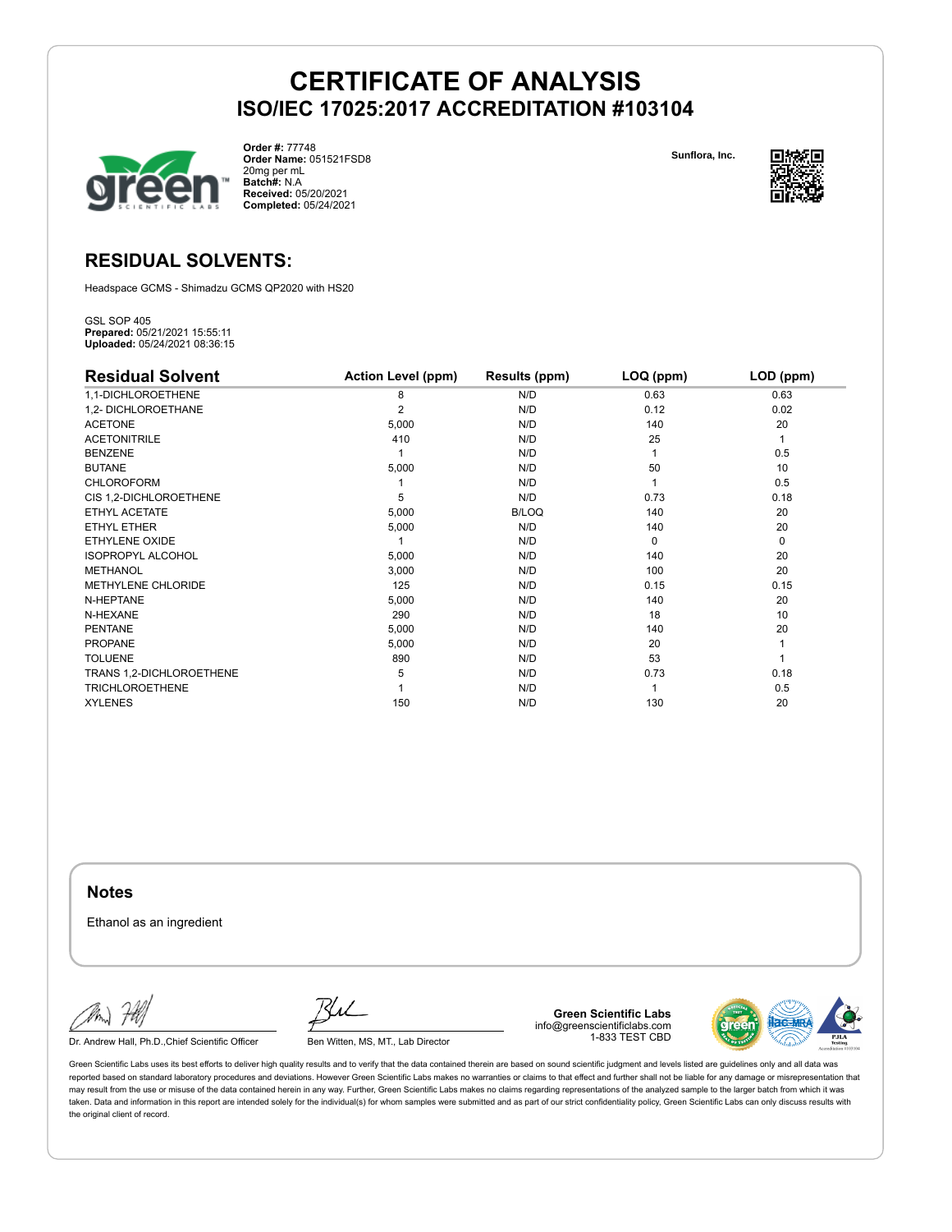# CERTIFICATE OF ANALYSIS
## ISO/IEC 17025:2017 ACCREDITATION #103104

**Order #:** 77748
**Order Name:** 051521FSD8
20mg per mL
**Batch#:** N.A
**Received:** 05/20/2021
**Completed:** 05/24/2021

**Sunflora, Inc.**

## RESIDUAL SOLVENTS:

Headspace GCMS - Shimadzu GCMS QP2020 with HS20

GSL SOP 405
**Prepared:** 05/21/2021 15:55:11
**Uploaded:** 05/24/2021 08:36:15

| Residual Solvent | Action Level (ppm) | Results (ppm) | LOQ (ppm) | LOD (ppm) |
|---|---|---|---|---|
| 1,1-DICHLOROETHENE | 8 | N/D | 0.63 | 0.63 |
| 1,2- DICHLOROETHANE | 2 | N/D | 0.12 | 0.02 |
| ACETONE | 5,000 | N/D | 140 | 20 |
| ACETONITRILE | 410 | N/D | 25 | 1 |
| BENZENE | 1 | N/D | 1 | 0.5 |
| BUTANE | 5,000 | N/D | 50 | 10 |
| CHLOROFORM | 1 | N/D | 1 | 0.5 |
| CIS 1,2-DICHLOROETHENE | 5 | N/D | 0.73 | 0.18 |
| ETHYL ACETATE | 5,000 | B/LOQ | 140 | 20 |
| ETHYL ETHER | 5,000 | N/D | 140 | 20 |
| ETHYLENE OXIDE | 1 | N/D | 0 | 0 |
| ISOPROPYL ALCOHOL | 5,000 | N/D | 140 | 20 |
| METHANOL | 3,000 | N/D | 100 | 20 |
| METHYLENE CHLORIDE | 125 | N/D | 0.15 | 0.15 |
| N-HEPTANE | 5,000 | N/D | 140 | 20 |
| N-HEXANE | 290 | N/D | 18 | 10 |
| PENTANE | 5,000 | N/D | 140 | 20 |
| PROPANE | 5,000 | N/D | 20 | 1 |
| TOLUENE | 890 | N/D | 53 | 1 |
| TRANS 1,2-DICHLOROETHENE | 5 | N/D | 0.73 | 0.18 |
| TRICHLOROETHENE | 1 | N/D | 1 | 0.5 |
| XYLENES | 150 | N/D | 130 | 20 |

### Notes

Ethanol as an ingredient

Dr. Andrew Hall, Ph.D.,Chief Scientific Officer

Ben Witten, MS, MT., Lab Director

**Green Scientific Labs**
info@greenscientificlabs.com
1-833 TEST CBD

Green Scientific Labs uses its best efforts to deliver high quality results and to verify that the data contained therein are based on sound scientific judgment and levels listed are guidelines only and all data was reported based on standard laboratory procedures and deviations. However Green Scientific Labs makes no warranties or claims to that effect and further shall not be liable for any damage or misrepresentation that may result from the use or misuse of the data contained herein in any way. Further, Green Scientific Labs makes no claims regarding representations of the analyzed sample to the larger batch from which it was taken. Data and information in this report are intended solely for the individual(s) for whom samples were submitted and as part of our strict confidentiality policy, Green Scientific Labs can only discuss results with the original client of record.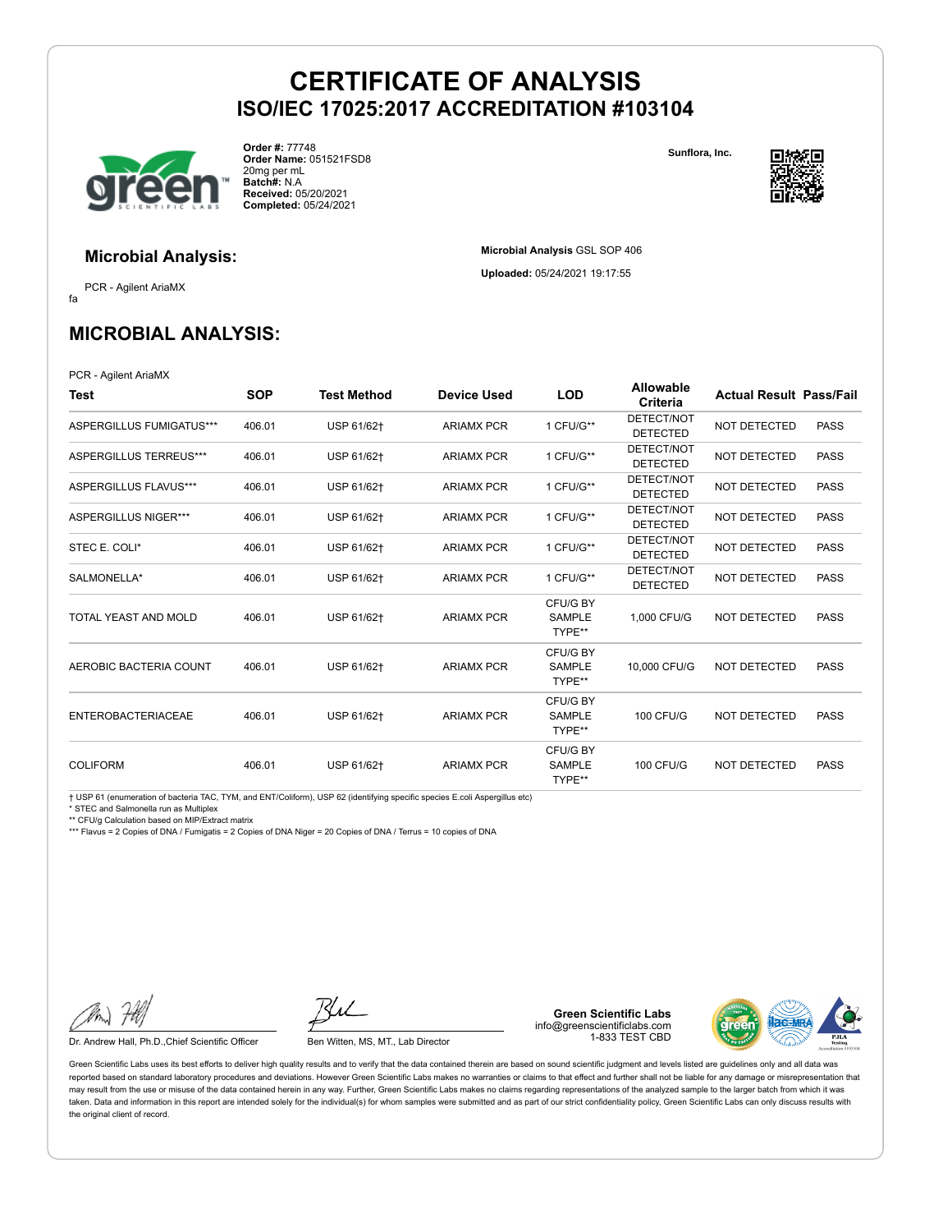# CERTIFICATE OF ANALYSIS

## ISO/IEC 17025:2017 ACCREDITATION #103104

**Order #:** 77748
**Order Name:** 051521FSD8
20mg per mL
**Batch#:** N.A
**Received:** 05/20/2021
**Completed:** 05/24/2021

**Sunflora, Inc.**

### Microbial Analysis:

PCR - Agilent AriaMX

fa

**Microbial Analysis** GSL SOP 406

**Uploaded:** 05/24/2021 19:17:55

## MICROBIAL ANALYSIS:

PCR - Agilent AriaMX

| Test | SOP | Test Method | Device Used | LOD | Allowable Criteria | Actual Result | Pass/Fail |
|---|---|---|---|---|---|---|---|
| ASPERGILLUS FUMIGATUS*** | 406.01 | USP 61/62† | ARIAMX PCR | 1 CFU/G** | DETECT/NOT DETECTED | NOT DETECTED | PASS |
| ASPERGILLUS TERREUS*** | 406.01 | USP 61/62† | ARIAMX PCR | 1 CFU/G** | DETECT/NOT DETECTED | NOT DETECTED | PASS |
| ASPERGILLUS FLAVUS*** | 406.01 | USP 61/62† | ARIAMX PCR | 1 CFU/G** | DETECT/NOT DETECTED | NOT DETECTED | PASS |
| ASPERGILLUS NIGER*** | 406.01 | USP 61/62† | ARIAMX PCR | 1 CFU/G** | DETECT/NOT DETECTED | NOT DETECTED | PASS |
| STEC E. COLI* | 406.01 | USP 61/62† | ARIAMX PCR | 1 CFU/G** | DETECT/NOT DETECTED | NOT DETECTED | PASS |
| SALMONELLA* | 406.01 | USP 61/62† | ARIAMX PCR | 1 CFU/G** | DETECT/NOT DETECTED | NOT DETECTED | PASS |
| TOTAL YEAST AND MOLD | 406.01 | USP 61/62† | ARIAMX PCR | CFU/G BY SAMPLE TYPE** | 1,000 CFU/G | NOT DETECTED | PASS |
| AEROBIC BACTERIA COUNT | 406.01 | USP 61/62† | ARIAMX PCR | CFU/G BY SAMPLE TYPE** | 10,000 CFU/G | NOT DETECTED | PASS |
| ENTEROBACTERIACEAE | 406.01 | USP 61/62† | ARIAMX PCR | CFU/G BY SAMPLE TYPE** | 100 CFU/G | NOT DETECTED | PASS |
| COLIFORM | 406.01 | USP 61/62† | ARIAMX PCR | CFU/G BY SAMPLE TYPE** | 100 CFU/G | NOT DETECTED | PASS |

† USP 61 (enumeration of bacteria TAC, TYM, and ENT/Coliform), USP 62 (identifying specific species E.coli Aspergillus etc)
* STEC and Salmonella run as Multiplex
** CFU/g Calculation based on MIP/Extract matrix
*** Flavus = 2 Copies of DNA / Fumigatis = 2 Copies of DNA Niger = 20 Copies of DNA / Terrus = 10 copies of DNA

Dr. Andrew Hall, Ph.D.,Chief Scientific Officer

Ben Witten, MS, MT., Lab Director

**Green Scientific Labs**
info@greenscientificlabs.com
1-833 TEST CBD

Green Scientific Labs uses its best efforts to deliver high quality results and to verify that the data contained therein are based on sound scientific judgment and levels listed are guidelines only and all data was reported based on standard laboratory procedures and deviations. However Green Scientific Labs makes no warranties or claims to that effect and further shall not be liable for any damage or misrepresentation that may result from the use or misuse of the data contained herein in any way. Further, Green Scientific Labs makes no claims regarding representations of the analyzed sample to the larger batch from which it was taken. Data and information in this report are intended solely for the individual(s) for whom samples were submitted and as part of our strict confidentiality policy, Green Scientific Labs can only discuss results with the original client of record.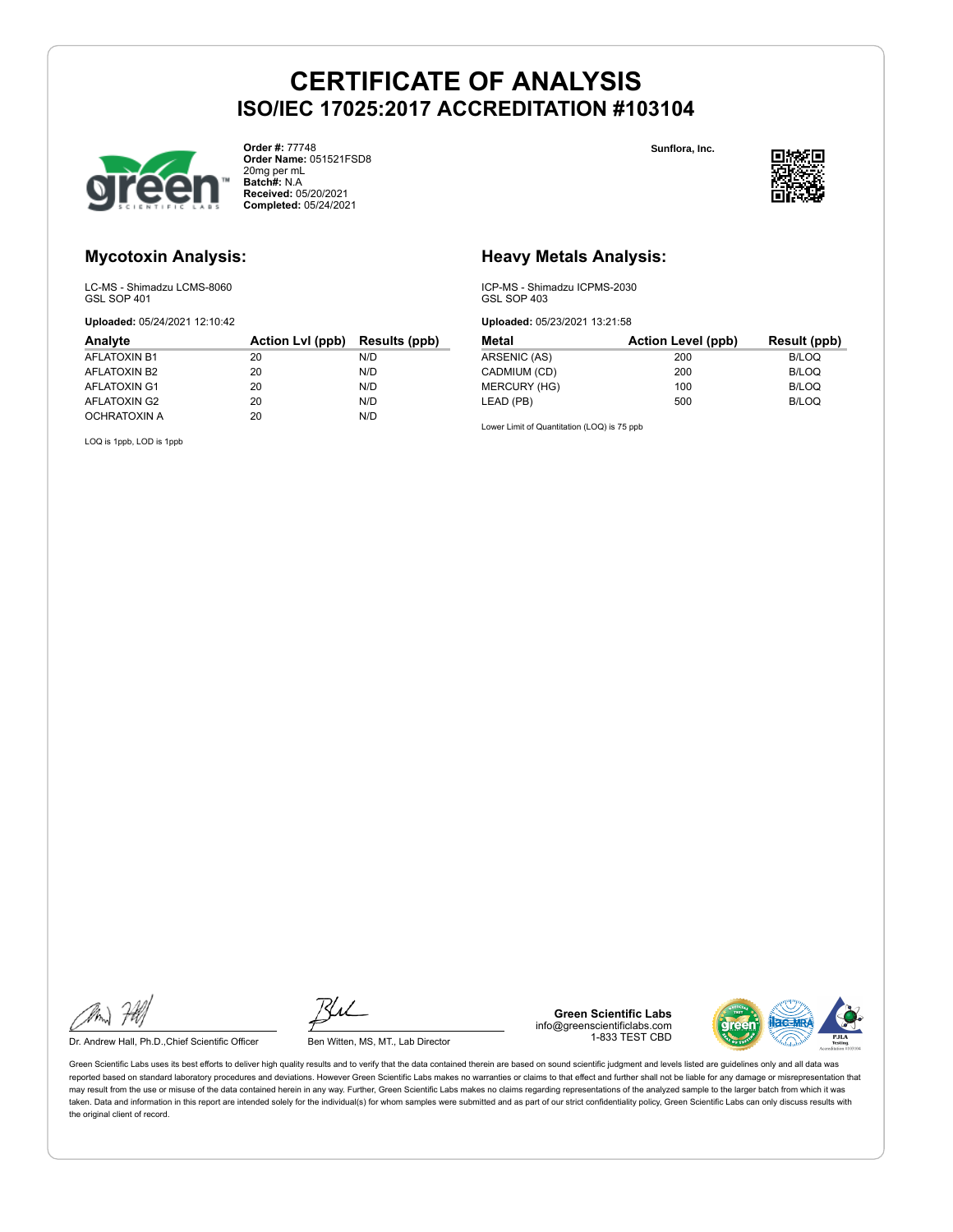# CERTIFICATE OF ANALYSIS

## ISO/IEC 17025:2017 ACCREDITATION #103104

**Order #:** 77748
**Order Name:** 051521FSD8
20mg per mL
**Batch#:** N.A
**Received:** 05/20/2021
**Completed:** 05/24/2021

**Sunflora, Inc.**

## Mycotoxin Analysis:

LC-MS - Shimadzu LCMS-8060
GSL SOP 401

**Uploaded:** 05/24/2021 12:10:42

| Analyte | Action Lvl (ppb) | Results (ppb) |
|---|---|---|
| AFLATOXIN B1 | 20 | N/D |
| AFLATOXIN B2 | 20 | N/D |
| AFLATOXIN G1 | 20 | N/D |
| AFLATOXIN G2 | 20 | N/D |
| OCHRATOXIN A | 20 | N/D |

LOQ is 1ppb, LOD is 1ppb

## Heavy Metals Analysis:

ICP-MS - Shimadzu ICPMS-2030
GSL SOP 403

**Uploaded:** 05/23/2021 13:21:58

| Metal | Action Level (ppb) | Result (ppb) |
|---|---|---|
| ARSENIC (AS) | 200 | B/LOQ |
| CADMIUM (CD) | 200 | B/LOQ |
| MERCURY (HG) | 100 | B/LOQ |
| LEAD (PB) | 500 | B/LOQ |

Lower Limit of Quantitation (LOQ) is 75 ppb

Dr. Andrew Hall, Ph.D.,Chief Scientific Officer

Ben Witten, MS, MT., Lab Director

**Green Scientific Labs**
info@greenscientificlabs.com
1-833 TEST CBD

Green Scientific Labs uses its best efforts to deliver high quality results and to verify that the data contained therein are based on sound scientific judgment and levels listed are guidelines only and all data was reported based on standard laboratory procedures and deviations. However Green Scientific Labs makes no warranties or claims to that effect and further shall not be liable for any damage or misrepresentation that may result from the use or misuse of the data contained herein in any way. Further, Green Scientific Labs makes no claims regarding representations of the analyzed sample to the larger batch from which it was taken. Data and information in this report are intended solely for the individual(s) for whom samples were submitted and as part of our strict confidentiality policy, Green Scientific Labs can only discuss results with the original client of record.